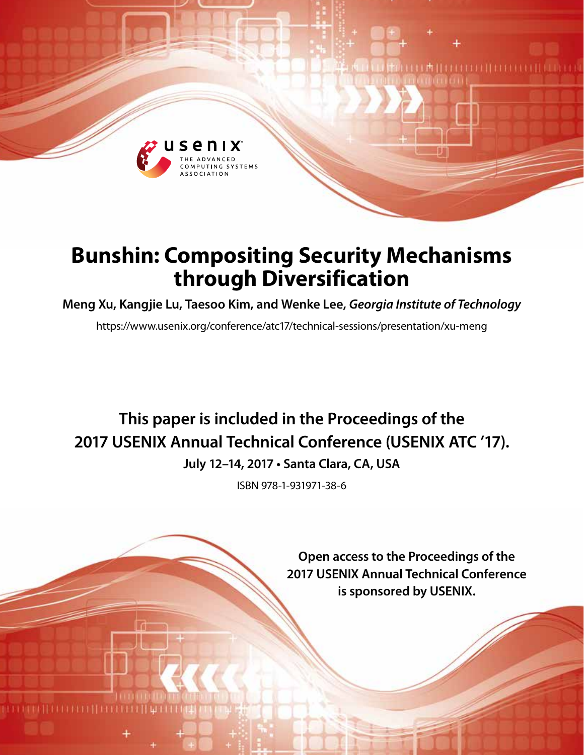# Bunshin: Compositing Security Mechanisms through Diversification

**Meng Xu, Kangjie Lu, Taesoo Kim, and Wenke Lee,** ***Georgia Institute of Technology***

https://www.usenix.org/conference/atc17/technical-sessions/presentation/xu-meng

**This paper is included in the Proceedings of the 2017 USENIX Annual Technical Conference (USENIX ATC '17).**

**July 12–14, 2017 • Santa Clara, CA, USA**

ISBN 978-1-931971-38-6

**Open access to the Proceedings of the 2017 USENIX Annual Technical Conference is sponsored by USENIX.**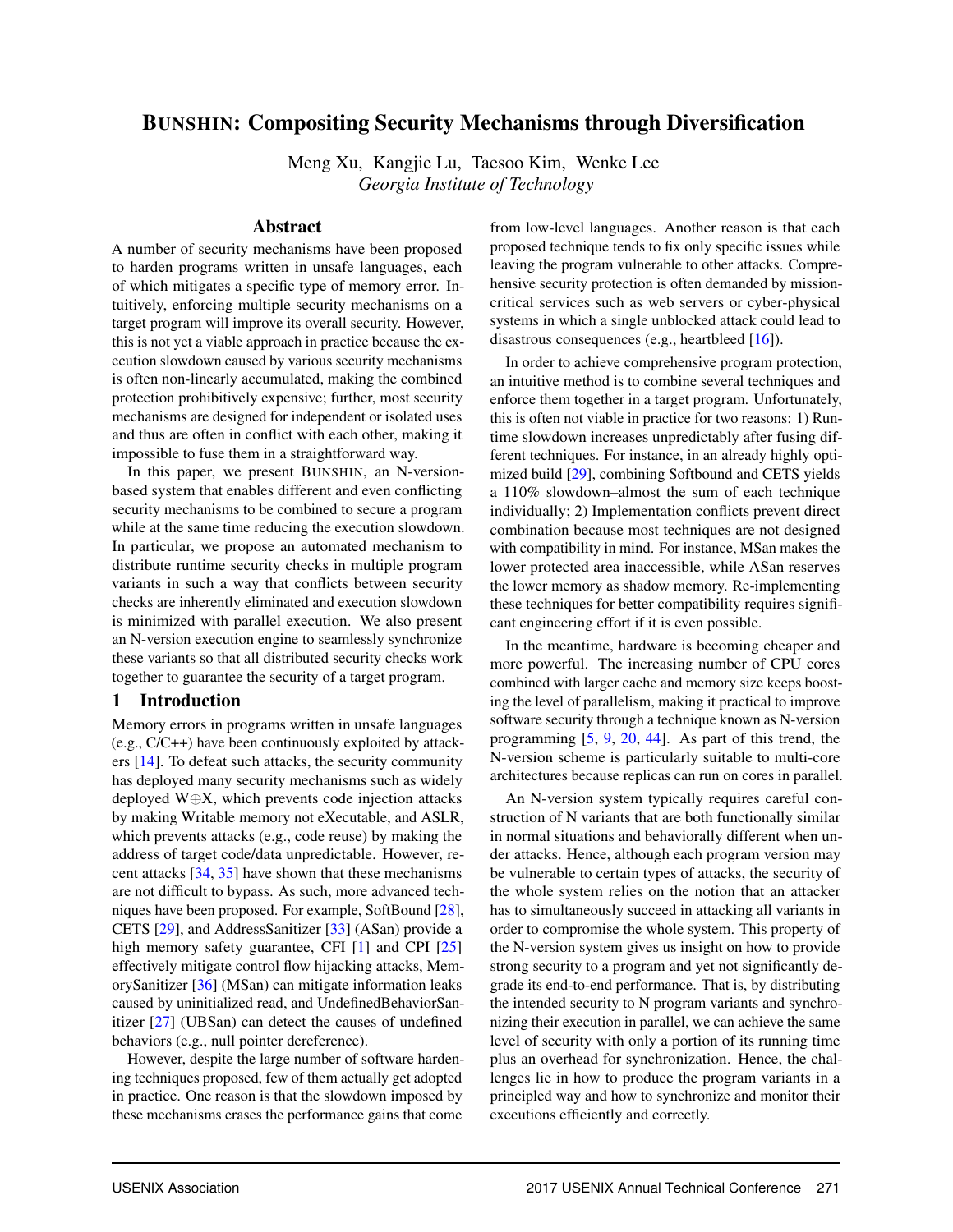# BUNSHIN: Compositing Security Mechanisms through Diversification

Meng Xu, Kangjie Lu, Taesoo Kim, Wenke Lee
*Georgia Institute of Technology*

## Abstract

A number of security mechanisms have been proposed to harden programs written in unsafe languages, each of which mitigates a specific type of memory error. Intuitively, enforcing multiple security mechanisms on a target program will improve its overall security. However, this is not yet a viable approach in practice because the execution slowdown caused by various security mechanisms is often non-linearly accumulated, making the combined protection prohibitively expensive; further, most security mechanisms are designed for independent or isolated uses and thus are often in conflict with each other, making it impossible to fuse them in a straightforward way.

In this paper, we present BUNSHIN, an N-version-based system that enables different and even conflicting security mechanisms to be combined to secure a program while at the same time reducing the execution slowdown. In particular, we propose an automated mechanism to distribute runtime security checks in multiple program variants in such a way that conflicts between security checks are inherently eliminated and execution slowdown is minimized with parallel execution. We also present an N-version execution engine to seamlessly synchronize these variants so that all distributed security checks work together to guarantee the security of a target program.

## 1 Introduction

Memory errors in programs written in unsafe languages (e.g., C/C++) have been continuously exploited by attackers [14]. To defeat such attacks, the security community has deployed many security mechanisms such as widely deployed W⊕X, which prevents code injection attacks by making Writable memory not eXecutable, and ASLR, which prevents attacks (e.g., code reuse) by making the address of target code/data unpredictable. However, recent attacks [34, 35] have shown that these mechanisms are not difficult to bypass. As such, more advanced techniques have been proposed. For example, SoftBound [28], CETS [29], and AddressSanitizer [33] (ASan) provide a high memory safety guarantee, CFI [1] and CPI [25] effectively mitigate control flow hijacking attacks, MemorySanitizer [36] (MSan) can mitigate information leaks caused by uninitialized read, and UndefinedBehaviorSanitizer [27] (UBSan) can detect the causes of undefined behaviors (e.g., null pointer dereference).

However, despite the large number of software hardening techniques proposed, few of them actually get adopted in practice. One reason is that the slowdown imposed by these mechanisms erases the performance gains that come from low-level languages. Another reason is that each proposed technique tends to fix only specific issues while leaving the program vulnerable to other attacks. Comprehensive security protection is often demanded by mission-critical services such as web servers or cyber-physical systems in which a single unblocked attack could lead to disastrous consequences (e.g., heartbleed [16]).

In order to achieve comprehensive program protection, an intuitive method is to combine several techniques and enforce them together in a target program. Unfortunately, this is often not viable in practice for two reasons: 1) Runtime slowdown increases unpredictably after fusing different techniques. For instance, in an already highly optimized build [29], combining Softbound and CETS yields a 110% slowdown–almost the sum of each technique individually; 2) Implementation conflicts prevent direct combination because most techniques are not designed with compatibility in mind. For instance, MSan makes the lower protected area inaccessible, while ASan reserves the lower memory as shadow memory. Re-implementing these techniques for better compatibility requires significant engineering effort if it is even possible.

In the meantime, hardware is becoming cheaper and more powerful. The increasing number of CPU cores combined with larger cache and memory size keeps boosting the level of parallelism, making it practical to improve software security through a technique known as N-version programming [5, 9, 20, 44]. As part of this trend, the N-version scheme is particularly suitable to multi-core architectures because replicas can run on cores in parallel.

An N-version system typically requires careful construction of N variants that are both functionally similar in normal situations and behaviorally different when under attacks. Hence, although each program version may be vulnerable to certain types of attacks, the security of the whole system relies on the notion that an attacker has to simultaneously succeed in attacking all variants in order to compromise the whole system. This property of the N-version system gives us insight on how to provide strong security to a program and yet not significantly degrade its end-to-end performance. That is, by distributing the intended security to N program variants and synchronizing their execution in parallel, we can achieve the same level of security with only a portion of its running time plus an overhead for synchronization. Hence, the challenges lie in how to produce the program variants in a principled way and how to synchronize and monitor their executions efficiently and correctly.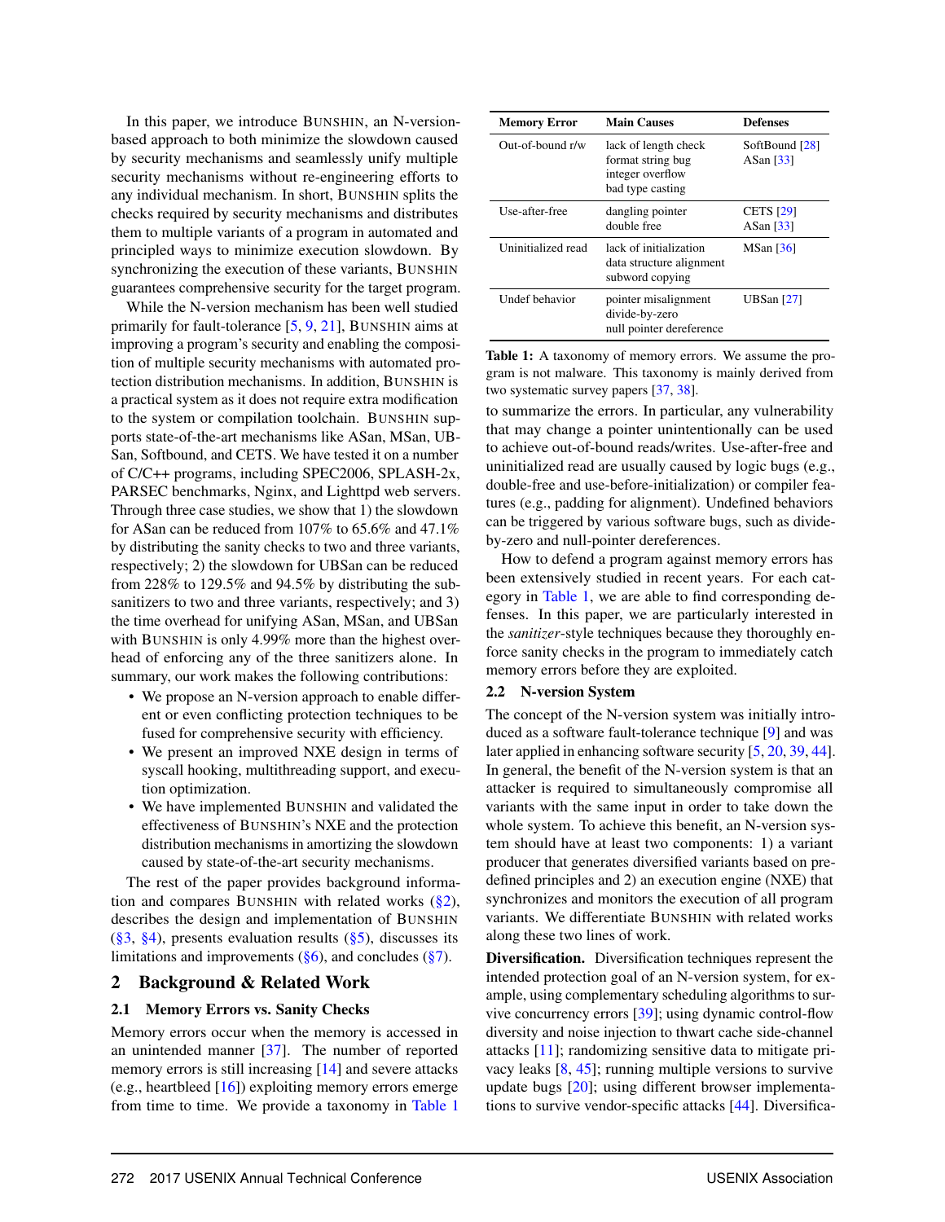In this paper, we introduce BUNSHIN, an N-version-based approach to both minimize the slowdown caused by security mechanisms and seamlessly unify multiple security mechanisms without re-engineering efforts to any individual mechanism. In short, BUNSHIN splits the checks required by security mechanisms and distributes them to multiple variants of a program in automated and principled ways to minimize execution slowdown. By synchronizing the execution of these variants, BUNSHIN guarantees comprehensive security for the target program.

While the N-version mechanism has been well studied primarily for fault-tolerance [5, 9, 21], BUNSHIN aims at improving a program's security and enabling the composition of multiple security mechanisms with automated protection distribution mechanisms. In addition, BUNSHIN is a practical system as it does not require extra modification to the system or compilation toolchain. BUNSHIN supports state-of-the-art mechanisms like ASan, MSan, UBSan, Softbound, and CETS. We have tested it on a number of C/C++ programs, including SPEC2006, SPLASH-2x, PARSEC benchmarks, Nginx, and Lighttpd web servers. Through three case studies, we show that 1) the slowdown for ASan can be reduced from 107% to 65.6% and 47.1% by distributing the sanity checks to two and three variants, respectively; 2) the slowdown for UBSan can be reduced from 228% to 129.5% and 94.5% by distributing the sub-sanitizers to two and three variants, respectively; and 3) the time overhead for unifying ASan, MSan, and UBSan with BUNSHIN is only 4.99% more than the highest overhead of enforcing any of the three sanitizers alone. In summary, our work makes the following contributions:

- We propose an N-version approach to enable different or even conflicting protection techniques to be fused for comprehensive security with efficiency.
- We present an improved NXE design in terms of syscall hooking, multithreading support, and execution optimization.
- We have implemented BUNSHIN and validated the effectiveness of BUNSHIN's NXE and the protection distribution mechanisms in amortizing the slowdown caused by state-of-the-art security mechanisms.

The rest of the paper provides background information and compares BUNSHIN with related works (§2), describes the design and implementation of BUNSHIN (§3, §4), presents evaluation results (§5), discusses its limitations and improvements (§6), and concludes (§7).

## 2 Background & Related Work

### 2.1 Memory Errors vs. Sanity Checks

Memory errors occur when the memory is accessed in an unintended manner [37]. The number of reported memory errors is still increasing [14] and severe attacks (e.g., heartbleed [16]) exploiting memory errors emerge from time to time. We provide a taxonomy in Table 1 to summarize the errors. In particular, any vulnerability that may change a pointer unintentionally can be used to achieve out-of-bound reads/writes. Use-after-free and uninitialized read are usually caused by logic bugs (e.g., double-free and use-before-initialization) or compiler features (e.g., padding for alignment). Undefined behaviors can be triggered by various software bugs, such as divide-by-zero and null-pointer dereferences.

| Memory Error | Main Causes | Defenses |
|---|---|---|
| Out-of-bound r/w | lack of length check<br>format string bug<br>integer overflow<br>bad type casting | SoftBound [28]<br>ASan [33] |
| Use-after-free | dangling pointer<br>double free | CETS [29]<br>ASan [33] |
| Uninitialized read | lack of initialization<br>data structure alignment<br>subword copying | MSan [36] |
| Undef behavior | pointer misalignment<br>divide-by-zero<br>null pointer dereference | UBSan [27] |

**Table 1:** A taxonomy of memory errors. We assume the program is not malware. This taxonomy is mainly derived from two systematic survey papers [37, 38].

How to defend a program against memory errors has been extensively studied in recent years. For each category in Table 1, we are able to find corresponding defenses. In this paper, we are particularly interested in the *sanitizer*-style techniques because they thoroughly enforce sanity checks in the program to immediately catch memory errors before they are exploited.

### 2.2 N-version System

The concept of the N-version system was initially introduced as a software fault-tolerance technique [9] and was later applied in enhancing software security [5, 20, 39, 44]. In general, the benefit of the N-version system is that an attacker is required to simultaneously compromise all variants with the same input in order to take down the whole system. To achieve this benefit, an N-version system should have at least two components: 1) a variant producer that generates diversified variants based on predefined principles and 2) an execution engine (NXE) that synchronizes and monitors the execution of all program variants. We differentiate BUNSHIN with related works along these two lines of work.

**Diversification.** Diversification techniques represent the intended protection goal of an N-version system, for example, using complementary scheduling algorithms to survive concurrency errors [39]; using dynamic control-flow diversity and noise injection to thwart cache side-channel attacks [11]; randomizing sensitive data to mitigate privacy leaks [8, 45]; running multiple versions to survive update bugs [20]; using different browser implementations to survive vendor-specific attacks [44]. Diversifica-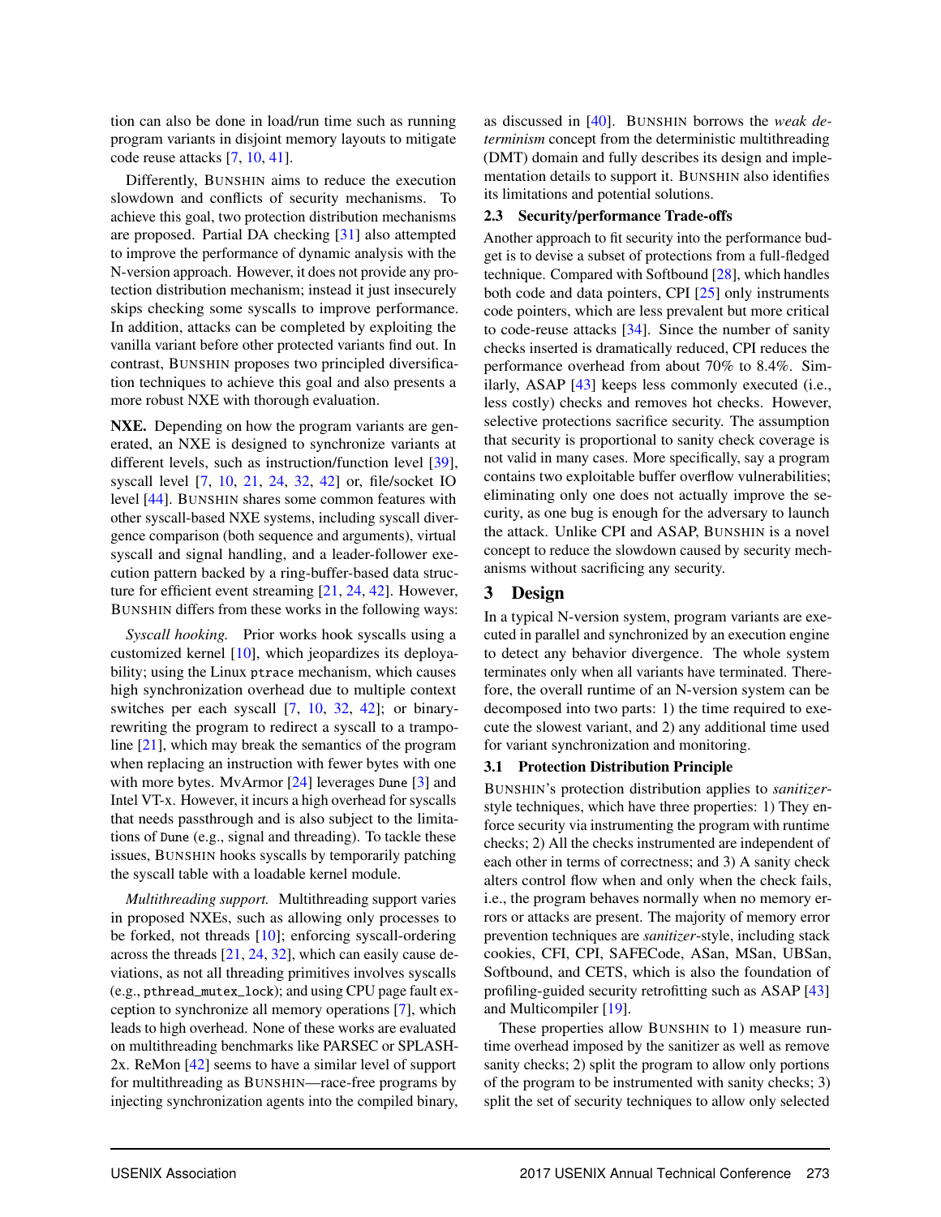tion can also be done in load/run time such as running program variants in disjoint memory layouts to mitigate code reuse attacks [7, 10, 41].

Differently, BUNSHIN aims to reduce the execution slowdown and conflicts of security mechanisms. To achieve this goal, two protection distribution mechanisms are proposed. Partial DA checking [31] also attempted to improve the performance of dynamic analysis with the N-version approach. However, it does not provide any protection distribution mechanism; instead it just insecurely skips checking some syscalls to improve performance. In addition, attacks can be completed by exploiting the vanilla variant before other protected variants find out. In contrast, BUNSHIN proposes two principled diversification techniques to achieve this goal and also presents a more robust NXE with thorough evaluation.

**NXE.** Depending on how the program variants are generated, an NXE is designed to synchronize variants at different levels, such as instruction/function level [39], syscall level [7, 10, 21, 24, 32, 42] or, file/socket IO level [44]. BUNSHIN shares some common features with other syscall-based NXE systems, including syscall divergence comparison (both sequence and arguments), virtual syscall and signal handling, and a leader-follower execution pattern backed by a ring-buffer-based data structure for efficient event streaming [21, 24, 42]. However, BUNSHIN differs from these works in the following ways:

*Syscall hooking.* Prior works hook syscalls using a customized kernel [10], which jeopardizes its deployability; using the Linux `ptrace` mechanism, which causes high synchronization overhead due to multiple context switches per each syscall [7, 10, 32, 42]; or binary-rewriting the program to redirect a syscall to a trampoline [21], which may break the semantics of the program when replacing an instruction with fewer bytes with one with more bytes. MvArmor [24] leverages `Dune` [3] and Intel VT-x. However, it incurs a high overhead for syscalls that needs passthrough and is also subject to the limitations of `Dune` (e.g., signal and threading). To tackle these issues, BUNSHIN hooks syscalls by temporarily patching the syscall table with a loadable kernel module.

*Multithreading support.* Multithreading support varies in proposed NXEs, such as allowing only processes to be forked, not threads [10]; enforcing syscall-ordering across the threads [21, 24, 32], which can easily cause deviations, as not all threading primitives involves syscalls (e.g., `pthread_mutex_lock`); and using CPU page fault exception to synchronize all memory operations [7], which leads to high overhead. None of these works are evaluated on multithreading benchmarks like PARSEC or SPLASH-2x. ReMon [42] seems to have a similar level of support for multithreading as BUNSHIN—race-free programs by injecting synchronization agents into the compiled binary, as discussed in [40]. BUNSHIN borrows the *weak determinism* concept from the deterministic multithreading (DMT) domain and fully describes its design and implementation details to support it. BUNSHIN also identifies its limitations and potential solutions.

### 2.3 Security/performance Trade-offs

Another approach to fit security into the performance budget is to devise a subset of protections from a full-fledged technique. Compared with Softbound [28], which handles both code and data pointers, CPI [25] only instruments code pointers, which are less prevalent but more critical to code-reuse attacks [34]. Since the number of sanity checks inserted is dramatically reduced, CPI reduces the performance overhead from about 70% to 8.4%. Similarly, ASAP [43] keeps less commonly executed (i.e., less costly) checks and removes hot checks. However, selective protections sacrifice security. The assumption that security is proportional to sanity check coverage is not valid in many cases. More specifically, say a program contains two exploitable buffer overflow vulnerabilities; eliminating only one does not actually improve the security, as one bug is enough for the adversary to launch the attack. Unlike CPI and ASAP, BUNSHIN is a novel concept to reduce the slowdown caused by security mechanisms without sacrificing any security.

## 3 Design

In a typical N-version system, program variants are executed in parallel and synchronized by an execution engine to detect any behavior divergence. The whole system terminates only when all variants have terminated. Therefore, the overall runtime of an N-version system can be decomposed into two parts: 1) the time required to execute the slowest variant, and 2) any additional time used for variant synchronization and monitoring.

### 3.1 Protection Distribution Principle

BUNSHIN's protection distribution applies to *sanitizer*-style techniques, which have three properties: 1) They enforce security via instrumenting the program with runtime checks; 2) All the checks instrumented are independent of each other in terms of correctness; and 3) A sanity check alters control flow when and only when the check fails, i.e., the program behaves normally when no memory errors or attacks are present. The majority of memory error prevention techniques are *sanitizer*-style, including stack cookies, CFI, CPI, SAFECode, ASan, MSan, UBSan, Softbound, and CETS, which is also the foundation of profiling-guided security retrofitting such as ASAP [43] and Multicompiler [19].

These properties allow BUNSHIN to 1) measure runtime overhead imposed by the sanitizer as well as remove sanity checks; 2) split the program to allow only portions of the program to be instrumented with sanity checks; 3) split the set of security techniques to allow only selected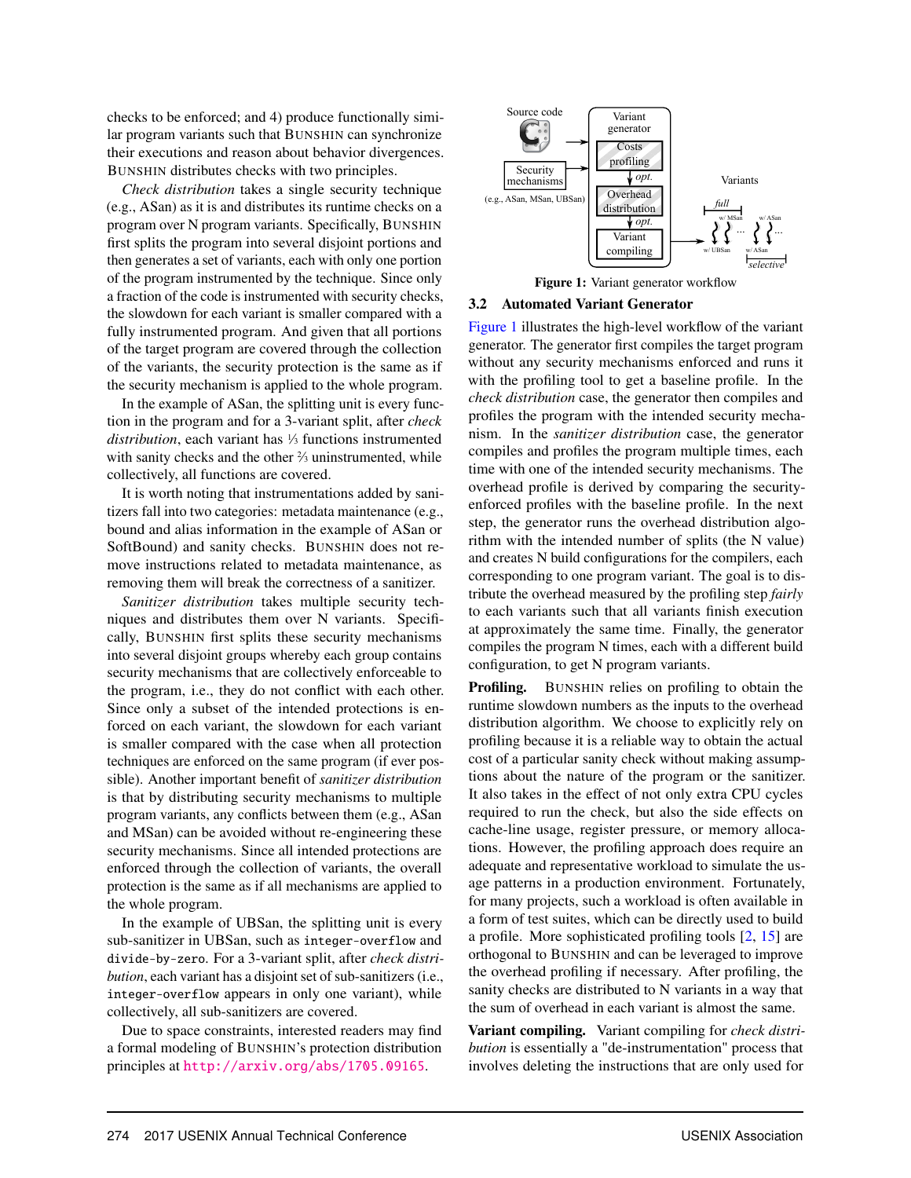checks to be enforced; and 4) produce functionally similar program variants such that BUNSHIN can synchronize their executions and reason about behavior divergences. BUNSHIN distributes checks with two principles.

*Check distribution* takes a single security technique (e.g., ASan) as it is and distributes its runtime checks on a program over N program variants. Specifically, BUNSHIN first splits the program into several disjoint portions and then generates a set of variants, each with only one portion of the program instrumented by the technique. Since only a fraction of the code is instrumented with security checks, the slowdown for each variant is smaller compared with a fully instrumented program. And given that all portions of the target program are covered through the collection of the variants, the security protection is the same as if the security mechanism is applied to the whole program.

In the example of ASan, the splitting unit is every function in the program and for a 3-variant split, after *check distribution*, each variant has ⅓ functions instrumented with sanity checks and the other ⅔ uninstrumented, while collectively, all functions are covered.

It is worth noting that instrumentations added by sanitizers fall into two categories: metadata maintenance (e.g., bound and alias information in the example of ASan or SoftBound) and sanity checks. BUNSHIN does not remove instructions related to metadata maintenance, as removing them will break the correctness of a sanitizer.

*Sanitizer distribution* takes multiple security techniques and distributes them over N variants. Specifically, BUNSHIN first splits these security mechanisms into several disjoint groups whereby each group contains security mechanisms that are collectively enforceable to the program, i.e., they do not conflict with each other. Since only a subset of the intended protections is enforced on each variant, the slowdown for each variant is smaller compared with the case when all protection techniques are enforced on the same program (if ever possible). Another important benefit of *sanitizer distribution* is that by distributing security mechanisms to multiple program variants, any conflicts between them (e.g., ASan and MSan) can be avoided without re-engineering these security mechanisms. Since all intended protections are enforced through the collection of variants, the overall protection is the same as if all mechanisms are applied to the whole program.

In the example of UBSan, the splitting unit is every sub-sanitizer in UBSan, such as `integer-overflow` and `divide-by-zero`. For a 3-variant split, after *check distribution*, each variant has a disjoint set of sub-sanitizers (i.e., `integer-overflow` appears in only one variant), while collectively, all sub-sanitizers are covered.

Due to space constraints, interested readers may find a formal modeling of BUNSHIN's protection distribution principles at http://arxiv.org/abs/1705.09165.

Figure 1: Variant generator workflow

### 3.2 Automated Variant Generator

Figure 1 illustrates the high-level workflow of the variant generator. The generator first compiles the target program without any security mechanisms enforced and runs it with the profiling tool to get a baseline profile. In the *check distribution* case, the generator then compiles and profiles the program with the intended security mechanism. In the *sanitizer distribution* case, the generator compiles and profiles the program multiple times, each time with one of the intended security mechanisms. The overhead profile is derived by comparing the security-enforced profiles with the baseline profile. In the next step, the generator runs the overhead distribution algorithm with the intended number of splits (the N value) and creates N build configurations for the compilers, each corresponding to one program variant. The goal is to distribute the overhead measured by the profiling step *fairly* to each variants such that all variants finish execution at approximately the same time. Finally, the generator compiles the program N times, each with a different build configuration, to get N program variants.

**Profiling.** BUNSHIN relies on profiling to obtain the runtime slowdown numbers as the inputs to the overhead distribution algorithm. We choose to explicitly rely on profiling because it is a reliable way to obtain the actual cost of a particular sanity check without making assumptions about the nature of the program or the sanitizer. It also takes in the effect of not only extra CPU cycles required to run the check, but also the side effects on cache-line usage, register pressure, or memory allocations. However, the profiling approach does require an adequate and representative workload to simulate the usage patterns in a production environment. Fortunately, for many projects, such a workload is often available in a form of test suites, which can be directly used to build a profile. More sophisticated profiling tools [2, 15] are orthogonal to BUNSHIN and can be leveraged to improve the overhead profiling if necessary. After profiling, the sanity checks are distributed to N variants in a way that the sum of overhead in each variant is almost the same.

**Variant compiling.** Variant compiling for *check distribution* is essentially a "de-instrumentation" process that involves deleting the instructions that are only used for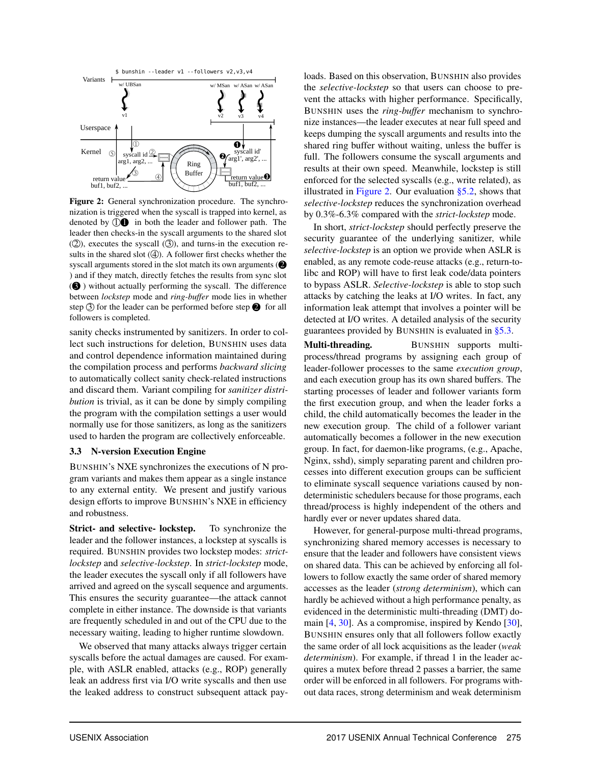Figure 2: General synchronization procedure. The synchronization is triggered when the syscall is trapped into kernel, as denoted by ①❶ in both the leader and follower path. The leader then checks-in the syscall arguments to the shared slot (②), executes the syscall (③), and turns-in the execution results in the shared slot (④). A follower first checks whether the syscall arguments stored in the slot match its own arguments (❷) and if they match, directly fetches the results from sync slot (❸) without actually performing the syscall. The difference between *lockstep* mode and *ring-buffer* mode lies in whether step ③ for the leader can be performed before step ❷ for all followers is completed.

sanity checks instrumented by sanitizers. In order to collect such instructions for deletion, BUNSHIN uses data and control dependence information maintained during the compilation process and performs *backward slicing* to automatically collect sanity check-related instructions and discard them. Variant compiling for *sanitizer distribution* is trivial, as it can be done by simply compiling the program with the compilation settings a user would normally use for those sanitizers, as long as the sanitizers used to harden the program are collectively enforceable.

### 3.3 N-version Execution Engine

BUNSHIN's NXE synchronizes the executions of N program variants and makes them appear as a single instance to any external entity. We present and justify various design efforts to improve BUNSHIN's NXE in efficiency and robustness.

**Strict- and selective- lockstep.** To synchronize the leader and the follower instances, a lockstep at syscalls is required. BUNSHIN provides two lockstep modes: *strict-lockstep* and *selective-lockstep*. In *strict-lockstep* mode, the leader executes the syscall only if all followers have arrived and agreed on the syscall sequence and arguments. This ensures the security guarantee—the attack cannot complete in either instance. The downside is that variants are frequently scheduled in and out of the CPU due to the necessary waiting, leading to higher runtime slowdown.

We observed that many attacks always trigger certain syscalls before the actual damages are caused. For example, with ASLR enabled, attacks (e.g., ROP) generally leak an address first via I/O write syscalls and then use the leaked address to construct subsequent attack payloads. Based on this observation, BUNSHIN also provides the *selective-lockstep* so that users can choose to prevent the attacks with higher performance. Specifically, BUNSHIN uses the *ring-buffer* mechanism to synchronize instances—the leader executes at near full speed and keeps dumping the syscall arguments and results into the shared ring buffer without waiting, unless the buffer is full. The followers consume the syscall arguments and results at their own speed. Meanwhile, lockstep is still enforced for the selected syscalls (e.g., write related), as illustrated in Figure 2. Our evaluation §5.2, shows that *selective-lockstep* reduces the synchronization overhead by 0.3%-6.3% compared with the *strict-lockstep* mode.

In short, *strict-lockstep* should perfectly preserve the security guarantee of the underlying sanitizer, while *selective-lockstep* is an option we provide when ASLR is enabled, as any remote code-reuse attacks (e.g., return-to-libc and ROP) will have to first leak code/data pointers to bypass ASLR. *Selective-lockstep* is able to stop such attacks by catching the leaks at I/O writes. In fact, any information leak attempt that involves a pointer will be detected at I/O writes. A detailed analysis of the security guarantees provided by BUNSHIN is evaluated in §5.3.

**Multi-threading.** BUNSHIN supports multi-process/thread programs by assigning each group of leader-follower processes to the same *execution group*, and each execution group has its own shared buffers. The starting processes of leader and follower variants form the first execution group, and when the leader forks a child, the child automatically becomes the leader in the new execution group. The child of a follower variant automatically becomes a follower in the new execution group. In fact, for daemon-like programs, (e.g., Apache, Nginx, sshd), simply separating parent and children processes into different execution groups can be sufficient to eliminate syscall sequence variations caused by non-deterministic schedulers because for those programs, each thread/process is highly independent of the others and hardly ever or never updates shared data.

However, for general-purpose multi-thread programs, synchronizing shared memory accesses is necessary to ensure that the leader and followers have consistent views on shared data. This can be achieved by enforcing all followers to follow exactly the same order of shared memory accesses as the leader (*strong determinism*), which can hardly be achieved without a high performance penalty, as evidenced in the deterministic multi-threading (DMT) domain [4, 30]. As a compromise, inspired by Kendo [30], BUNSHIN ensures only that all followers follow exactly the same order of all lock acquisitions as the leader (*weak determinism*). For example, if thread 1 in the leader acquires a mutex before thread 2 passes a barrier, the same order will be enforced in all followers. For programs without data races, strong determinism and weak determinism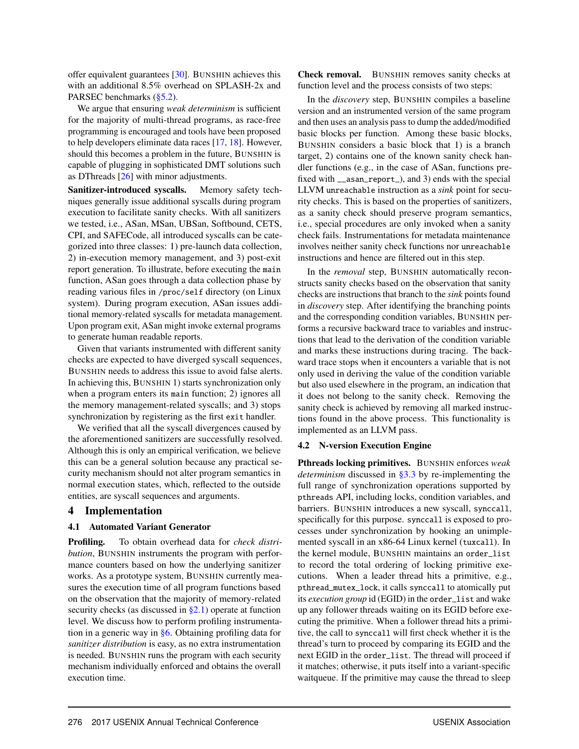offer equivalent guarantees [30]. BUNSHIN achieves this with an additional 8.5% overhead on SPLASH-2x and PARSEC benchmarks (§5.2).

We argue that ensuring *weak determinism* is sufficient for the majority of multi-thread programs, as race-free programming is encouraged and tools have been proposed to help developers eliminate data races [17, 18]. However, should this becomes a problem in the future, BUNSHIN is capable of plugging in sophisticated DMT solutions such as DThreads [26] with minor adjustments.

**Sanitizer-introduced syscalls.** Memory safety techniques generally issue additional syscalls during program execution to facilitate sanity checks. With all sanitizers we tested, i.e., ASan, MSan, UBSan, Softbound, CETS, CPI, and SAFECode, all introduced syscalls can be categorized into three classes: 1) pre-launch data collection, 2) in-execution memory management, and 3) post-exit report generation. To illustrate, before executing the `main` function, ASan goes through a data collection phase by reading various files in `/proc/self` directory (on Linux system). During program execution, ASan issues additional memory-related syscalls for metadata management. Upon program exit, ASan might invoke external programs to generate human readable reports.

Given that variants instrumented with different sanity checks are expected to have diverged syscall sequences, BUNSHIN needs to address this issue to avoid false alerts. In achieving this, BUNSHIN 1) starts synchronization only when a program enters its `main` function; 2) ignores all the memory management-related syscalls; and 3) stops synchronization by registering as the first `exit` handler.

We verified that all the syscall divergences caused by the aforementioned sanitizers are successfully resolved. Although this is only an empirical verification, we believe this can be a general solution because any practical security mechanism should not alter program semantics in normal execution states, which, reflected to the outside entities, are syscall sequences and arguments.

## 4 Implementation

### 4.1 Automated Variant Generator

**Profiling.** To obtain overhead data for *check distribution*, BUNSHIN instruments the program with performance counters based on how the underlying sanitizer works. As a prototype system, BUNSHIN currently measures the execution time of all program functions based on the observation that the majority of memory-related security checks (as discussed in §2.1) operate at function level. We discuss how to perform profiling instrumentation in a generic way in §6. Obtaining profiling data for *sanitizer distribution* is easy, as no extra instrumentation is needed. BUNSHIN runs the program with each security mechanism individually enforced and obtains the overall execution time.

**Check removal.** BUNSHIN removes sanity checks at function level and the process consists of two steps:

In the *discovery* step, BUNSHIN compiles a baseline version and an instrumented version of the same program and then uses an analysis pass to dump the added/modified basic blocks per function. Among these basic blocks, BUNSHIN considers a basic block that 1) is a branch target, 2) contains one of the known sanity check handler functions (e.g., in the case of ASan, functions prefixed with `__asan_report_`), and 3) ends with the special LLVM `unreachable` instruction as a *sink* point for security checks. This is based on the properties of sanitizers, as a sanity check should preserve program semantics, i.e., special procedures are only invoked when a sanity check fails. Instrumentations for metadata maintenance involves neither sanity check functions nor `unreachable` instructions and hence are filtered out in this step.

In the *removal* step, BUNSHIN automatically reconstructs sanity checks based on the observation that sanity checks are instructions that branch to the *sink* points found in *discovery* step. After identifying the branching points and the corresponding condition variables, BUNSHIN performs a recursive backward trace to variables and instructions that lead to the derivation of the condition variable and marks these instructions during tracing. The backward trace stops when it encounters a variable that is not only used in deriving the value of the condition variable but also used elsewhere in the program, an indication that it does not belong to the sanity check. Removing the sanity check is achieved by removing all marked instructions found in the above process. This functionality is implemented as an LLVM pass.

### 4.2 N-version Execution Engine

**Pthreads locking primitives.** BUNSHIN enforces *weak determinism* discussed in §3.3 by re-implementing the full range of synchronization operations supported by `pthreads` API, including locks, condition variables, and barriers. BUNSHIN introduces a new syscall, `synccall`, specifically for this purpose. `synccall` is exposed to processes under synchronization by hooking an unimplemented syscall in an x86-64 Linux kernel (`tuxcall`). In the kernel module, BUNSHIN maintains an `order_list` to record the total ordering of locking primitive executions. When a leader thread hits a primitive, e.g., `pthread_mutex_lock`, it calls `synccall` to atomically put its *execution group* id (EGID) in the `order_list` and wake up any follower threads waiting on its EGID before executing the primitive. When a follower thread hits a primitive, the call to `synccall` will first check whether it is the thread's turn to proceed by comparing its EGID and the next EGID in the `order_list`. The thread will proceed if it matches; otherwise, it puts itself into a variant-specific waitqueue. If the primitive may cause the thread to sleep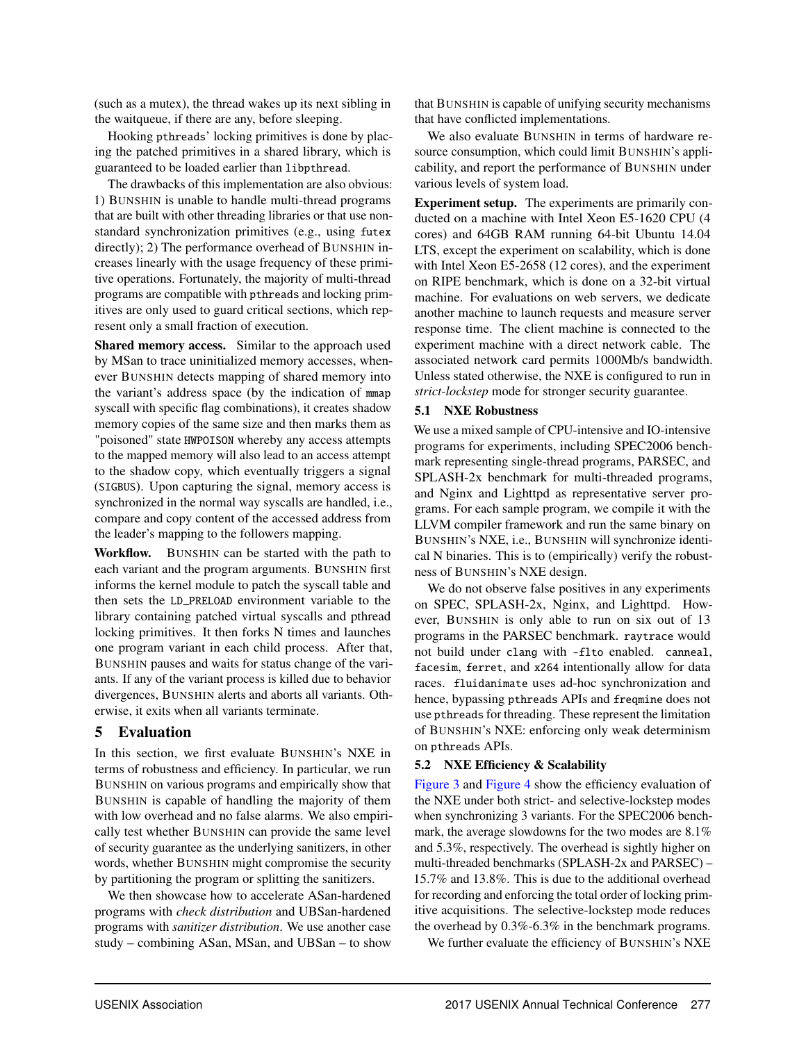(such as a mutex), the thread wakes up its next sibling in the waitqueue, if there are any, before sleeping.

Hooking `pthreads`' locking primitives is done by placing the patched primitives in a shared library, which is guaranteed to be loaded earlier than `libpthread`.

The drawbacks of this implementation are also obvious: 1) BUNSHIN is unable to handle multi-thread programs that are built with other threading libraries or that use non-standard synchronization primitives (e.g., using `futex` directly); 2) The performance overhead of BUNSHIN increases linearly with the usage frequency of these primitive operations. Fortunately, the majority of multi-thread programs are compatible with `pthreads` and locking primitives are only used to guard critical sections, which represent only a small fraction of execution.

**Shared memory access.** Similar to the approach used by MSan to trace uninitialized memory accesses, whenever BUNSHIN detects mapping of shared memory into the variant's address space (by the indication of `mmap` syscall with specific flag combinations), it creates shadow memory copies of the same size and then marks them as "poisoned" state `HWPOISON` whereby any access attempts to the mapped memory will also lead to an access attempt to the shadow copy, which eventually triggers a signal (`SIGBUS`). Upon capturing the signal, memory access is synchronized in the normal way syscalls are handled, i.e., compare and copy content of the accessed address from the leader's mapping to the followers mapping.

**Workflow.** BUNSHIN can be started with the path to each variant and the program arguments. BUNSHIN first informs the kernel module to patch the syscall table and then sets the `LD_PRELOAD` environment variable to the library containing patched virtual syscalls and pthread locking primitives. It then forks N times and launches one program variant in each child process. After that, BUNSHIN pauses and waits for status change of the variants. If any of the variant process is killed due to behavior divergences, BUNSHIN alerts and aborts all variants. Otherwise, it exits when all variants terminate.

## 5 Evaluation

In this section, we first evaluate BUNSHIN's NXE in terms of robustness and efficiency. In particular, we run BUNSHIN on various programs and empirically show that BUNSHIN is capable of handling the majority of them with low overhead and no false alarms. We also empirically test whether BUNSHIN can provide the same level of security guarantee as the underlying sanitizers, in other words, whether BUNSHIN might compromise the security by partitioning the program or splitting the sanitizers.

We then showcase how to accelerate ASan-hardened programs with *check distribution* and UBSan-hardened programs with *sanitizer distribution*. We use another case study – combining ASan, MSan, and UBSan – to show that BUNSHIN is capable of unifying security mechanisms that have conflicted implementations.

We also evaluate BUNSHIN in terms of hardware resource consumption, which could limit BUNSHIN's applicability, and report the performance of BUNSHIN under various levels of system load.

**Experiment setup.** The experiments are primarily conducted on a machine with Intel Xeon E5-1620 CPU (4 cores) and 64GB RAM running 64-bit Ubuntu 14.04 LTS, except the experiment on scalability, which is done with Intel Xeon E5-2658 (12 cores), and the experiment on RIPE benchmark, which is done on a 32-bit virtual machine. For evaluations on web servers, we dedicate another machine to launch requests and measure server response time. The client machine is connected to the experiment machine with a direct network cable. The associated network card permits 1000Mb/s bandwidth. Unless stated otherwise, the NXE is configured to run in *strict-lockstep* mode for stronger security guarantee.

### 5.1 NXE Robustness

We use a mixed sample of CPU-intensive and IO-intensive programs for experiments, including SPEC2006 benchmark representing single-thread programs, PARSEC, and SPLASH-2x benchmark for multi-threaded programs, and Nginx and Lighttpd as representative server programs. For each sample program, we compile it with the LLVM compiler framework and run the same binary on BUNSHIN's NXE, i.e., BUNSHIN will synchronize identical N binaries. This is to (empirically) verify the robustness of BUNSHIN's NXE design.

We do not observe false positives in any experiments on SPEC, SPLASH-2x, Nginx, and Lighttpd. However, BUNSHIN is only able to run on six out of 13 programs in the PARSEC benchmark. `raytrace` would not build under `clang` with `-flto` enabled. `canneal`, `facesim`, `ferret`, and `x264` intentionally allow for data races. `fluidanimate` uses ad-hoc synchronization and hence, bypassing `pthreads` APIs and `freqmine` does not use `pthreads` for threading. These represent the limitation of BUNSHIN's NXE: enforcing only weak determinism on `pthreads` APIs.

### 5.2 NXE Efficiency & Scalability

Figure 3 and Figure 4 show the efficiency evaluation of the NXE under both strict- and selective-lockstep modes when synchronizing 3 variants. For the SPEC2006 benchmark, the average slowdowns for the two modes are 8.1% and 5.3%, respectively. The overhead is sightly higher on multi-threaded benchmarks (SPLASH-2x and PARSEC) – 15.7% and 13.8%. This is due to the additional overhead for recording and enforcing the total order of locking primitive acquisitions. The selective-lockstep mode reduces the overhead by 0.3%-6.3% in the benchmark programs.

We further evaluate the efficiency of BUNSHIN's NXE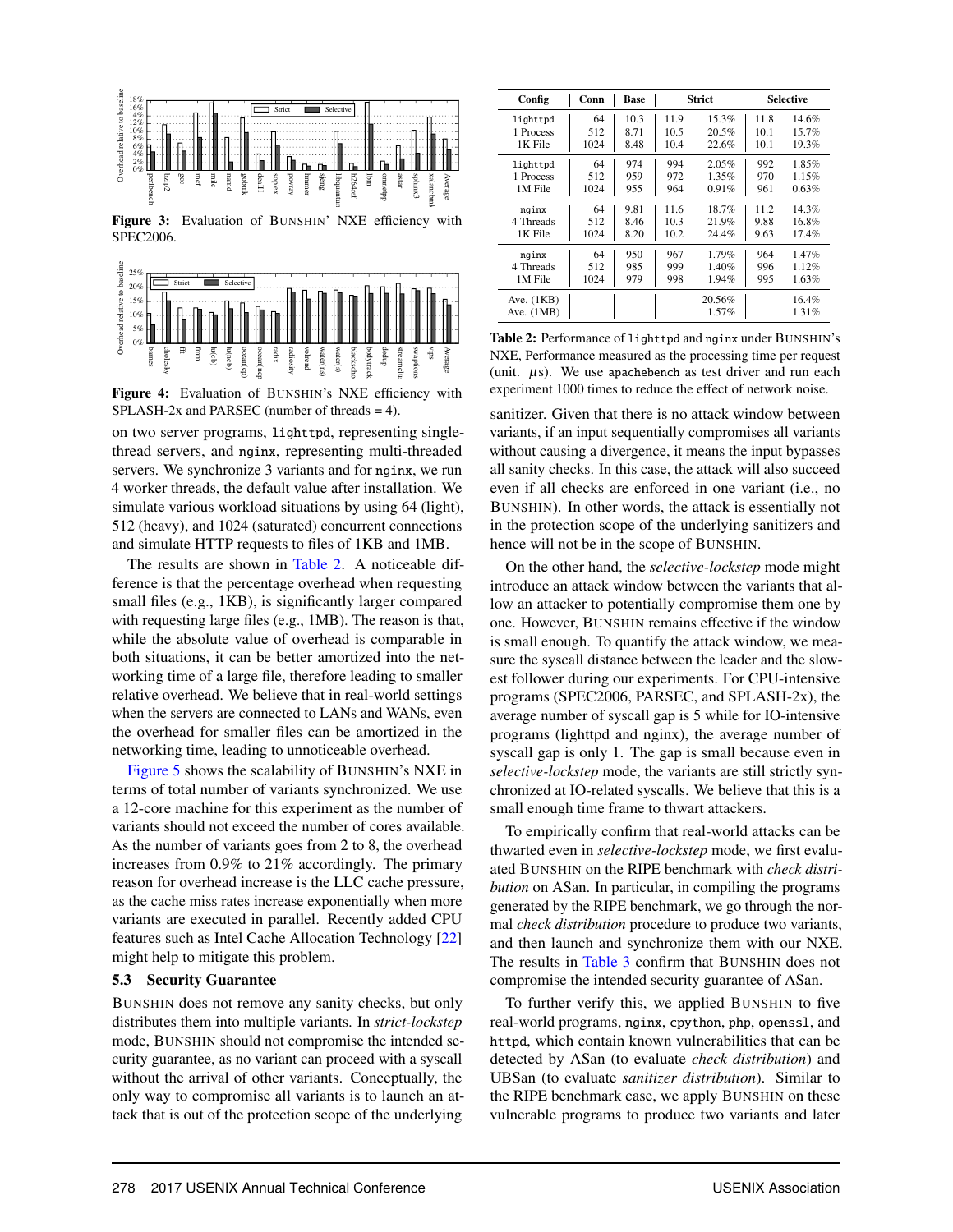Figure 3: Evaluation of BUNSHIN' NXE efficiency with SPEC2006.

Figure 4: Evaluation of BUNSHIN's NXE efficiency with SPLASH-2x and PARSEC (number of threads = 4).

on two server programs, `lighttpd`, representing single-thread servers, and `nginx`, representing multi-threaded servers. We synchronize 3 variants and for `nginx`, we run 4 worker threads, the default value after installation. We simulate various workload situations by using 64 (light), 512 (heavy), and 1024 (saturated) concurrent connections and simulate HTTP requests to files of 1KB and 1MB.

The results are shown in Table 2. A noticeable difference is that the percentage overhead when requesting small files (e.g., 1KB), is significantly larger compared with requesting large files (e.g., 1MB). The reason is that, while the absolute value of overhead is comparable in both situations, it can be better amortized into the networking time of a large file, therefore leading to smaller relative overhead. We believe that in real-world settings when the servers are connected to LANs and WANs, even the overhead for smaller files can be amortized in the networking time, leading to unnoticeable overhead.

Figure 5 shows the scalability of BUNSHIN's NXE in terms of total number of variants synchronized. We use a 12-core machine for this experiment as the number of variants should not exceed the number of cores available. As the number of variants goes from 2 to 8, the overhead increases from 0.9% to 21% accordingly. The primary reason for overhead increase is the LLC cache pressure, as the cache miss rates increase exponentially when more variants are executed in parallel. Recently added CPU features such as Intel Cache Allocation Technology [22] might help to mitigate this problem.

### 5.3 Security Guarantee

BUNSHIN does not remove any sanity checks, but only distributes them into multiple variants. In *strict-lockstep* mode, BUNSHIN should not compromise the intended security guarantee, as no variant can proceed with a syscall without the arrival of other variants. Conceptually, the only way to compromise all variants is to launch an attack that is out of the protection scope of the underlying

| Config | Conn | Base | Strict | | Selective | |
|---|---|---|---|---|---|---|
| `lighttpd` 1 Process 1K File | 64 | 10.3 | 11.9 | 15.3% | 11.8 | 14.6% |
| | 512 | 8.71 | 10.5 | 20.5% | 10.1 | 15.7% |
| | 1024 | 8.48 | 10.4 | 22.6% | 10.1 | 19.3% |
| `lighttpd` 1 Process 1M File | 64 | 974 | 994 | 2.05% | 992 | 1.85% |
| | 512 | 959 | 972 | 1.35% | 970 | 1.15% |
| | 1024 | 955 | 964 | 0.91% | 961 | 0.63% |
| `nginx` 4 Threads 1K File | 64 | 9.81 | 11.6 | 18.7% | 11.2 | 14.3% |
| | 512 | 8.46 | 10.3 | 21.9% | 9.88 | 16.8% |
| | 1024 | 8.20 | 10.2 | 24.4% | 9.63 | 17.4% |
| `nginx` 4 Threads 1M File | 64 | 950 | 967 | 1.79% | 964 | 1.47% |
| | 512 | 985 | 999 | 1.40% | 996 | 1.12% |
| | 1024 | 979 | 998 | 1.94% | 995 | 1.63% |
| Ave. (1KB) | | | | 20.56% | | 16.4% |
| Ave. (1MB) | | | | 1.57% | | 1.31% |

**Table 2:** Performance of `lighttpd` and `nginx` under BUNSHIN's NXE, Performance measured as the processing time per request (unit. $\mu$s). We use `apachebench` as test driver and run each experiment 1000 times to reduce the effect of network noise.

sanitizer. Given that there is no attack window between variants, if an input sequentially compromises all variants without causing a divergence, it means the input bypasses all sanity checks. In this case, the attack will also succeed even if all checks are enforced in one variant (i.e., no BUNSHIN). In other words, the attack is essentially not in the protection scope of the underlying sanitizers and hence will not be in the scope of BUNSHIN.

On the other hand, the *selective-lockstep* mode might introduce an attack window between the variants that allow an attacker to potentially compromise them one by one. However, BUNSHIN remains effective if the window is small enough. To quantify the attack window, we measure the syscall distance between the leader and the slowest follower during our experiments. For CPU-intensive programs (SPEC2006, PARSEC, and SPLASH-2x), the average number of syscall gap is 5 while for IO-intensive programs (lighttpd and nginx), the average number of syscall gap is only 1. The gap is small because even in *selective-lockstep* mode, the variants are still strictly synchronized at IO-related syscalls. We believe that this is a small enough time frame to thwart attackers.

To empirically confirm that real-world attacks can be thwarted even in *selective-lockstep* mode, we first evaluated BUNSHIN on the RIPE benchmark with *check distribution* on ASan. In particular, in compiling the programs generated by the RIPE benchmark, we go through the normal *check distribution* procedure to produce two variants, and then launch and synchronize them with our NXE. The results in Table 3 confirm that BUNSHIN does not compromise the intended security guarantee of ASan.

To further verify this, we applied BUNSHIN to five real-world programs, `nginx`, `cpython`, `php`, `openssl`, and `httpd`, which contain known vulnerabilities that can be detected by ASan (to evaluate *check distribution*) and UBSan (to evaluate *sanitizer distribution*). Similar to the RIPE benchmark case, we apply BUNSHIN on these vulnerable programs to produce two variants and later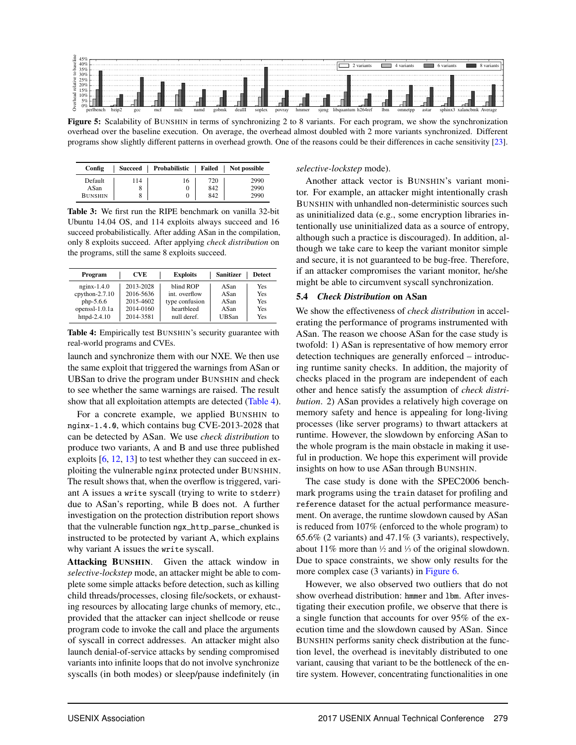Figure 5: Scalability of BUNSHIN in terms of synchronizing 2 to 8 variants. For each program, we show the synchronization overhead over the baseline execution. On average, the overhead almost doubled with 2 more variants synchronized. Different programs show slightly different patterns in overhead growth. One of the reasons could be their differences in cache sensitivity [23].

| Config | Succeed | Probabilistic | Failed | Not possible |
|---|---|---|---|---|
| Default | 114 | 16 | 720 | 2990 |
| ASan | 8 | 0 | 842 | 2990 |
| BUNSHIN | 8 | 0 | 842 | 2990 |

**Table 3:** We first run the RIPE benchmark on vanilla 32-bit Ubuntu 14.04 OS, and 114 exploits always succeed and 16 succeed probabilistically. After adding ASan in the compilation, only 8 exploits succeed. After applying *check distribution* on the programs, still the same 8 exploits succeed.

| Program | CVE | Exploits | Sanitizer | Detect |
|---|---|---|---|---|
| nginx-1.4.0 | 2013-2028 | blind ROP | ASan | Yes |
| cpython-2.7.10 | 2016-5636 | int. overflow | ASan | Yes |
| php-5.6.6 | 2015-4602 | type confusion | ASan | Yes |
| openssl-1.0.1a | 2014-0160 | heartbleed | ASan | Yes |
| httpd-2.4.10 | 2014-3581 | null deref. | UBSan | Yes |

**Table 4:** Empirically test BUNSHIN's security guarantee with real-world programs and CVEs.

launch and synchronize them with our NXE. We then use the same exploit that triggered the warnings from ASan or UBSan to drive the program under BUNSHIN and check to see whether the same warnings are raised. The result show that all exploitation attempts are detected (Table 4).

For a concrete example, we applied BUNSHIN to `nginx-1.4.0`, which contains bug CVE-2013-2028 that can be detected by ASan. We use *check distribution* to produce two variants, A and B and use three published exploits [6, 12, 13] to test whether they can succeed in exploiting the vulnerable `nginx` protected under BUNSHIN. The result shows that, when the overflow is triggered, variant A issues a `write` syscall (trying to write to `stderr`) due to ASan's reporting, while B does not. A further investigation on the protection distribution report shows that the vulnerable function `ngx_http_parse_chunked` is instructed to be protected by variant A, which explains why variant A issues the `write` syscall.

**Attacking BUNSHIN.** Given the attack window in *selective-lockstep* mode, an attacker might be able to complete some simple attacks before detection, such as killing child threads/processes, closing file/sockets, or exhausting resources by allocating large chunks of memory, etc., provided that the attacker can inject shellcode or reuse program code to invoke the call and place the arguments of syscall in correct addresses. An attacker might also launch denial-of-service attacks by sending compromised variants into infinite loops that do not involve synchronize syscalls (in both modes) or sleep/pause indefinitely (in *selective-lockstep* mode).

Another attack vector is BUNSHIN's variant monitor. For example, an attacker might intentionally crash BUNSHIN with unhandled non-deterministic sources such as uninitialized data (e.g., some encryption libraries intentionally use uninitialized data as a source of entropy, although such a practice is discouraged). In addition, although we take care to keep the variant monitor simple and secure, it is not guaranteed to be bug-free. Therefore, if an attacker compromises the variant monitor, he/she might be able to circumvent syscall synchronization.

### 5.4 *Check Distribution* on ASan

We show the effectiveness of *check distribution* in accelerating the performance of programs instrumented with ASan. The reason we choose ASan for the case study is twofold: 1) ASan is representative of how memory error detection techniques are generally enforced – introducing runtime sanity checks. In addition, the majority of checks placed in the program are independent of each other and hence satisfy the assumption of *check distribution*. 2) ASan provides a relatively high coverage on memory safety and hence is appealing for long-living processes (like server programs) to thwart attackers at runtime. However, the slowdown by enforcing ASan to the whole program is the main obstacle in making it useful in production. We hope this experiment will provide insights on how to use ASan through BUNSHIN.

The case study is done with the SPEC2006 benchmark programs using the `train` dataset for profiling and `reference` dataset for the actual performance measurement. On average, the runtime slowdown caused by ASan is reduced from 107% (enforced to the whole program) to 65.6% (2 variants) and 47.1% (3 variants), respectively, about 11% more than ½ and ⅓ of the original slowdown. Due to space constraints, we show only results for the more complex case (3 variants) in Figure 6.

However, we also observed two outliers that do not show overhead distribution: `hmmer` and `lbm`. After investigating their execution profile, we observe that there is a single function that accounts for over 95% of the execution time and the slowdown caused by ASan. Since BUNSHIN performs sanity check distribution at the function level, the overhead is inevitably distributed to one variant, causing that variant to be the bottleneck of the entire system. However, concentrating functionalities in one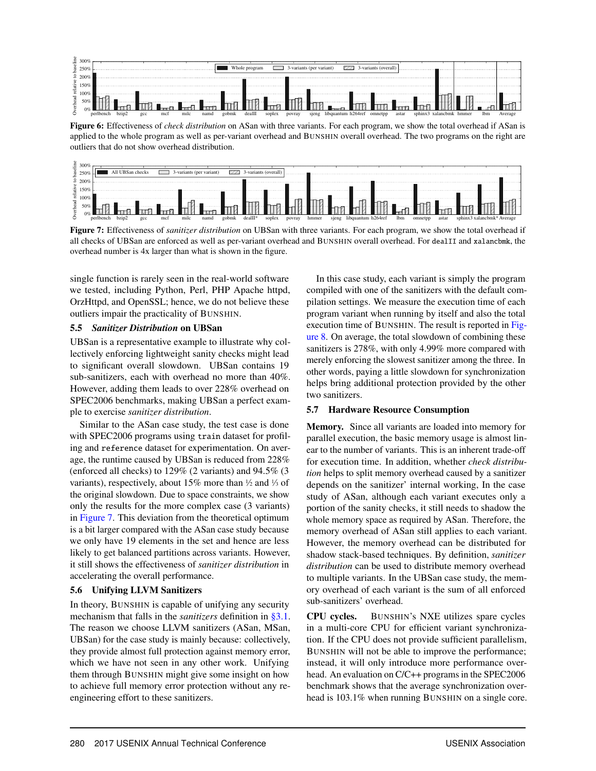Figure 6: Effectiveness of *check distribution* on ASan with three variants. For each program, we show the total overhead if ASan is applied to the whole program as well as per-variant overhead and BUNSHIN overall overhead. The two programs on the right are outliers that do not show overhead distribution.

Figure 7: Effectiveness of *sanitizer distribution* on UBSan with three variants. For each program, we show the total overhead if all checks of UBSan are enforced as well as per-variant overhead and BUNSHIN overall overhead. For `dealII` and `xalancbmk`, the overhead number is 4x larger than what is shown in the figure.

single function is rarely seen in the real-world software we tested, including Python, Perl, PHP Apache httpd, OrzHttpd, and OpenSSL; hence, we do not believe these outliers impair the practicality of BUNSHIN.

### 5.5 *Sanitizer Distribution* on UBSan

UBSan is a representative example to illustrate why collectively enforcing lightweight sanity checks might lead to significant overall slowdown. UBSan contains 19 sub-sanitizers, each with overhead no more than 40%. However, adding them leads to over 228% overhead on SPEC2006 benchmarks, making UBSan a perfect example to exercise *sanitizer distribution*.

Similar to the ASan case study, the test case is done with SPEC2006 programs using `train` dataset for profiling and `reference` dataset for experimentation. On average, the runtime caused by UBSan is reduced from 228% (enforced all checks) to 129% (2 variants) and 94.5% (3 variants), respectively, about 15% more than ½ and ⅓ of the original slowdown. Due to space constraints, we show only the results for the more complex case (3 variants) in Figure 7. This deviation from the theoretical optimum is a bit larger compared with the ASan case study because we only have 19 elements in the set and hence are less likely to get balanced partitions across variants. However, it still shows the effectiveness of *sanitizer distribution* in accelerating the overall performance.

### 5.6 Unifying LLVM Sanitizers

In theory, BUNSHIN is capable of unifying any security mechanism that falls in the *sanitizers* definition in §3.1. The reason we choose LLVM sanitizers (ASan, MSan, UBSan) for the case study is mainly because: collectively, they provide almost full protection against memory error, which we have not seen in any other work. Unifying them through BUNSHIN might give some insight on how to achieve full memory error protection without any re-engineering effort to these sanitizers.

In this case study, each variant is simply the program compiled with one of the sanitizers with the default compilation settings. We measure the execution time of each program variant when running by itself and also the total execution time of BUNSHIN. The result is reported in Figure 8. On average, the total slowdown of combining these sanitizers is 278%, with only 4.99% more compared with merely enforcing the slowest sanitizer among the three. In other words, paying a little slowdown for synchronization helps bring additional protection provided by the other two sanitizers.

### 5.7 Hardware Resource Consumption

**Memory.** Since all variants are loaded into memory for parallel execution, the basic memory usage is almost linear to the number of variants. This is an inherent trade-off for execution time. In addition, whether *check distribution* helps to split memory overhead caused by a sanitizer depends on the sanitizer' internal working, In the case study of ASan, although each variant executes only a portion of the sanity checks, it still needs to shadow the whole memory space as required by ASan. Therefore, the memory overhead of ASan still applies to each variant. However, the memory overhead can be distributed for shadow stack-based techniques. By definition, *sanitizer distribution* can be used to distribute memory overhead to multiple variants. In the UBSan case study, the memory overhead of each variant is the sum of all enforced sub-sanitizers' overhead.

**CPU cycles.** BUNSHIN's NXE utilizes spare cycles in a multi-core CPU for efficient variant synchronization. If the CPU does not provide sufficient parallelism, BUNSHIN will not be able to improve the performance; instead, it will only introduce more performance overhead. An evaluation on C/C++ programs in the SPEC2006 benchmark shows that the average synchronization overhead is 103.1% when running BUNSHIN on a single core.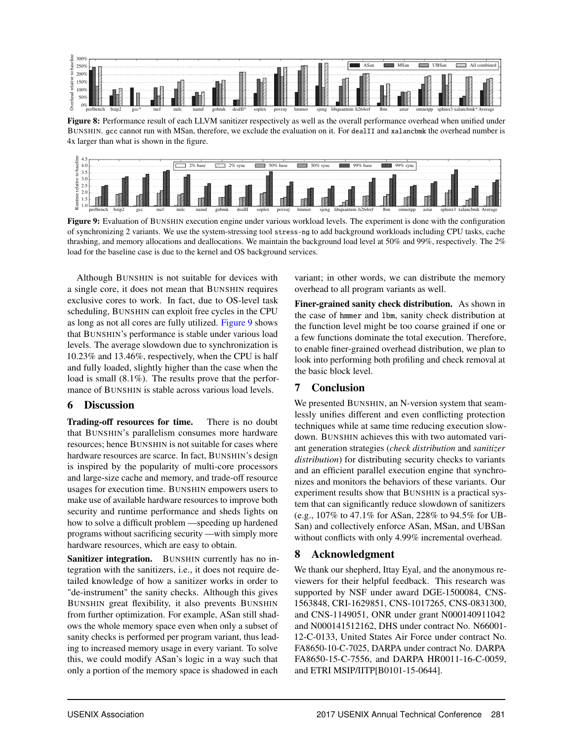**Figure 8:** Performance result of each LLVM sanitizer respectively as well as the overall performance overhead when unified under BUNSHIN. gcc cannot run with MSan, therefore, we exclude the evaluation on it. For dealII and xalancbmk the overhead number is 4x larger than what is shown in the figure.

**Figure 9:** Evaluation of BUNSHIN execution engine under various workload levels. The experiment is done with the configuration of synchronizing 2 variants. We use the system-stressing tool stress-ng to add background workloads including CPU tasks, cache thrashing, and memory allocations and deallocations. We maintain the background load level at 50% and 99%, respectively. The 2% load for the baseline case is due to the kernel and OS background services.

Although BUNSHIN is not suitable for devices with a single core, it does not mean that BUNSHIN requires exclusive cores to work. In fact, due to OS-level task scheduling, BUNSHIN can exploit free cycles in the CPU as long as not all cores are fully utilized. Figure 9 shows that BUNSHIN's performance is stable under various load levels. The average slowdown due to synchronization is 10.23% and 13.46%, respectively, when the CPU is half and fully loaded, slightly higher than the case when the load is small (8.1%). The results prove that the performance of BUNSHIN is stable across various load levels.

## 6 Discussion

**Trading-off resources for time.** There is no doubt that BUNSHIN's parallelism consumes more hardware resources; hence BUNSHIN is not suitable for cases where hardware resources are scarce. In fact, BUNSHIN's design is inspired by the popularity of multi-core processors and large-size cache and memory, and trade-off resource usages for execution time. BUNSHIN empowers users to make use of available hardware resources to improve both security and runtime performance and sheds lights on how to solve a difficult problem —speeding up hardened programs without sacrificing security —with simply more hardware resources, which are easy to obtain.

**Sanitizer integration.** BUNSHIN currently has no integration with the sanitizers, i.e., it does not require detailed knowledge of how a sanitizer works in order to "de-instrument" the sanity checks. Although this gives BUNSHIN great flexibility, it also prevents BUNSHIN from further optimization. For example, ASan still shadows the whole memory space even when only a subset of sanity checks is performed per program variant, thus leading to increased memory usage in every variant. To solve this, we could modify ASan's logic in a way such that only a portion of the memory space is shadowed in each variant; in other words, we can distribute the memory overhead to all program variants as well.

**Finer-grained sanity check distribution.** As shown in the case of hmmer and lbm, sanity check distribution at the function level might be too coarse grained if one or a few functions dominate the total execution. Therefore, to enable finer-grained overhead distribution, we plan to look into performing both profiling and check removal at the basic block level.

## 7 Conclusion

We presented BUNSHIN, an N-version system that seamlessly unifies different and even conflicting protection techniques while at same time reducing execution slowdown. BUNSHIN achieves this with two automated variant generation strategies (*check distribution* and *sanitizer distribution*) for distributing security checks to variants and an efficient parallel execution engine that synchronizes and monitors the behaviors of these variants. Our experiment results show that BUNSHIN is a practical system that can significantly reduce slowdown of sanitizers (e.g., 107% to 47.1% for ASan, 228% to 94.5% for UBSan) and collectively enforce ASan, MSan, and UBSan without conflicts with only 4.99% incremental overhead.

## 8 Acknowledgment

We thank our shepherd, Ittay Eyal, and the anonymous reviewers for their helpful feedback. This research was supported by NSF under award DGE-1500084, CNS-1563848, CRI-1629851, CNS-1017265, CNS-0831300, and CNS-1149051, ONR under grant N000140911042 and N000141512162, DHS under contract No. N66001-12-C-0133, United States Air Force under contract No. FA8650-10-C-7025, DARPA under contract No. DARPA FA8650-15-C-7556, and DARPA HR0011-16-C-0059, and ETRI MSIP/IITP[B0101-15-0644].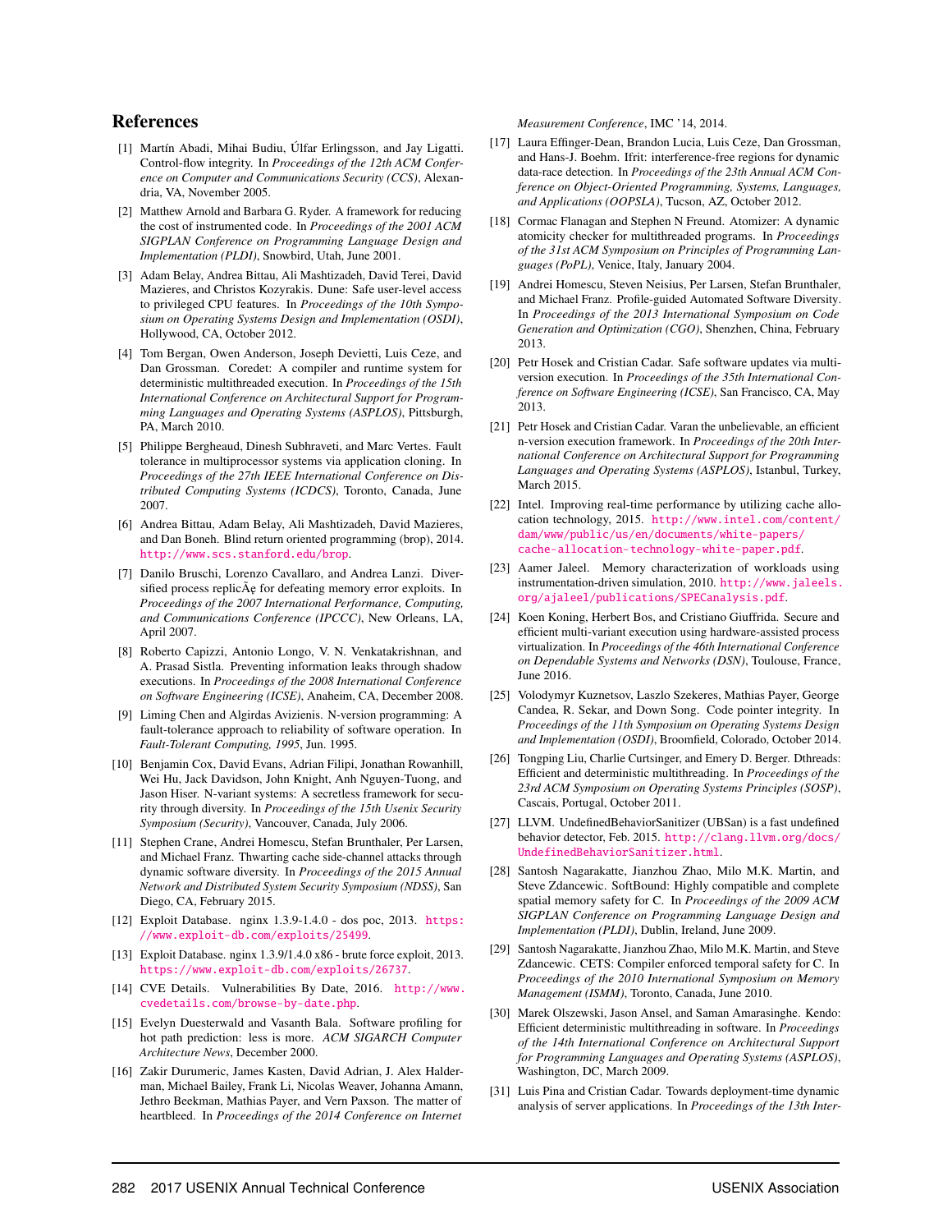## References

[1] Martín Abadi, Mihai Budiu, Úlfar Erlingsson, and Jay Ligatti. Control-flow integrity. In *Proceedings of the 12th ACM Conference on Computer and Communications Security (CCS)*, Alexandria, VA, November 2005.

[2] Matthew Arnold and Barbara G. Ryder. A framework for reducing the cost of instrumented code. In *Proceedings of the 2001 ACM SIGPLAN Conference on Programming Language Design and Implementation (PLDI)*, Snowbird, Utah, June 2001.

[3] Adam Belay, Andrea Bittau, Ali Mashtizadeh, David Terei, David Mazieres, and Christos Kozyrakis. Dune: Safe user-level access to privileged CPU features. In *Proceedings of the 10th Symposium on Operating Systems Design and Implementation (OSDI)*, Hollywood, CA, October 2012.

[4] Tom Bergan, Owen Anderson, Joseph Devietti, Luis Ceze, and Dan Grossman. Coredet: A compiler and runtime system for deterministic multithreaded execution. In *Proceedings of the 15th International Conference on Architectural Support for Programming Languages and Operating Systems (ASPLOS)*, Pittsburgh, PA, March 2010.

[5] Philippe Bergheaud, Dinesh Subhraveti, and Marc Vertes. Fault tolerance in multiprocessor systems via application cloning. In *Proceedings of the 27th IEEE International Conference on Distributed Computing Systems (ICDCS)*, Toronto, Canada, June 2007.

[6] Andrea Bittau, Adam Belay, Ali Mashtizadeh, David Mazieres, and Dan Boneh. Blind return oriented programming (brop), 2014. http://www.scs.stanford.edu/brop.

[7] Danilo Bruschi, Lorenzo Cavallaro, and Andrea Lanzi. Diversified process replicÃę for defeating memory error exploits. In *Proceedings of the 2007 International Performance, Computing, and Communications Conference (IPCCC)*, New Orleans, LA, April 2007.

[8] Roberto Capizzi, Antonio Longo, V. N. Venkatakrishnan, and A. Prasad Sistla. Preventing information leaks through shadow executions. In *Proceedings of the 2008 International Conference on Software Engineering (ICSE)*, Anaheim, CA, December 2008.

[9] Liming Chen and Algirdas Avizienis. N-version programming: A fault-tolerance approach to reliability of software operation. In *Fault-Tolerant Computing, 1995*, Jun. 1995.

[10] Benjamin Cox, David Evans, Adrian Filipi, Jonathan Rowanhill, Wei Hu, Jack Davidson, John Knight, Anh Nguyen-Tuong, and Jason Hiser. N-variant systems: A secretless framework for security through diversity. In *Proceedings of the 15th Usenix Security Symposium (Security)*, Vancouver, Canada, July 2006.

[11] Stephen Crane, Andrei Homescu, Stefan Brunthaler, Per Larsen, and Michael Franz. Thwarting cache side-channel attacks through dynamic software diversity. In *Proceedings of the 2015 Annual Network and Distributed System Security Symposium (NDSS)*, San Diego, CA, February 2015.

[12] Exploit Database. nginx 1.3.9-1.4.0 - dos poc, 2013. https://www.exploit-db.com/exploits/25499.

[13] Exploit Database. nginx 1.3.9/1.4.0 x86 - brute force exploit, 2013. https://www.exploit-db.com/exploits/26737.

[14] CVE Details. Vulnerabilities By Date, 2016. http://www.cvedetails.com/browse-by-date.php.

[15] Evelyn Duesterwald and Vasanth Bala. Software profiling for hot path prediction: less is more. *ACM SIGARCH Computer Architecture News*, December 2000.

[16] Zakir Durumeric, James Kasten, David Adrian, J. Alex Halderman, Michael Bailey, Frank Li, Nicolas Weaver, Johanna Amann, Jethro Beekman, Mathias Payer, and Vern Paxson. The matter of heartbleed. In *Proceedings of the 2014 Conference on Internet Measurement Conference*, IMC '14, 2014.

[17] Laura Effinger-Dean, Brandon Lucia, Luis Ceze, Dan Grossman, and Hans-J. Boehm. Ifrit: interference-free regions for dynamic data-race detection. In *Proceedings of the 23th Annual ACM Conference on Object-Oriented Programming, Systems, Languages, and Applications (OOPSLA)*, Tucson, AZ, October 2012.

[18] Cormac Flanagan and Stephen N Freund. Atomizer: A dynamic atomicity checker for multithreaded programs. In *Proceedings of the 31st ACM Symposium on Principles of Programming Languages (PoPL)*, Venice, Italy, January 2004.

[19] Andrei Homescu, Steven Neisius, Per Larsen, Stefan Brunthaler, and Michael Franz. Profile-guided Automated Software Diversity. In *Proceedings of the 2013 International Symposium on Code Generation and Optimization (CGO)*, Shenzhen, China, February 2013.

[20] Petr Hosek and Cristian Cadar. Safe software updates via multi-version execution. In *Proceedings of the 35th International Conference on Software Engineering (ICSE)*, San Francisco, CA, May 2013.

[21] Petr Hosek and Cristian Cadar. Varan the unbelievable, an efficient n-version execution framework. In *Proceedings of the 20th International Conference on Architectural Support for Programming Languages and Operating Systems (ASPLOS)*, Istanbul, Turkey, March 2015.

[22] Intel. Improving real-time performance by utilizing cache allocation technology, 2015. http://www.intel.com/content/dam/www/public/us/en/documents/white-papers/cache-allocation-technology-white-paper.pdf.

[23] Aamer Jaleel. Memory characterization of workloads using instrumentation-driven simulation, 2010. http://www.jaleels.org/ajaleel/publications/SPECanalysis.pdf.

[24] Koen Koning, Herbert Bos, and Cristiano Giuffrida. Secure and efficient multi-variant execution using hardware-assisted process virtualization. In *Proceedings of the 46th International Conference on Dependable Systems and Networks (DSN)*, Toulouse, France, June 2016.

[25] Volodymyr Kuznetsov, Laszlo Szekeres, Mathias Payer, George Candea, R. Sekar, and Down Song. Code pointer integrity. In *Proceedings of the 11th Symposium on Operating Systems Design and Implementation (OSDI)*, Broomfield, Colorado, October 2014.

[26] Tongping Liu, Charlie Curtsinger, and Emery D. Berger. Dthreads: Efficient and deterministic multithreading. In *Proceedings of the 23rd ACM Symposium on Operating Systems Principles (SOSP)*, Cascais, Portugal, October 2011.

[27] LLVM. UndefinedBehaviorSanitizer (UBSan) is a fast undefined behavior detector, Feb. 2015. http://clang.llvm.org/docs/UndefinedBehaviorSanitizer.html.

[28] Santosh Nagarakatte, Jianzhou Zhao, Milo M.K. Martin, and Steve Zdancewic. SoftBound: Highly compatible and complete spatial memory safety for C. In *Proceedings of the 2009 ACM SIGPLAN Conference on Programming Language Design and Implementation (PLDI)*, Dublin, Ireland, June 2009.

[29] Santosh Nagarakatte, Jianzhou Zhao, Milo M.K. Martin, and Steve Zdancewic. CETS: Compiler enforced temporal safety for C. In *Proceedings of the 2010 International Symposium on Memory Management (ISMM)*, Toronto, Canada, June 2010.

[30] Marek Olszewski, Jason Ansel, and Saman Amarasinghe. Kendo: Efficient deterministic multithreading in software. In *Proceedings of the 14th International Conference on Architectural Support for Programming Languages and Operating Systems (ASPLOS)*, Washington, DC, March 2009.

[31] Luis Pina and Cristian Cadar. Towards deployment-time dynamic analysis of server applications. In *Proceedings of the 13th Inter-*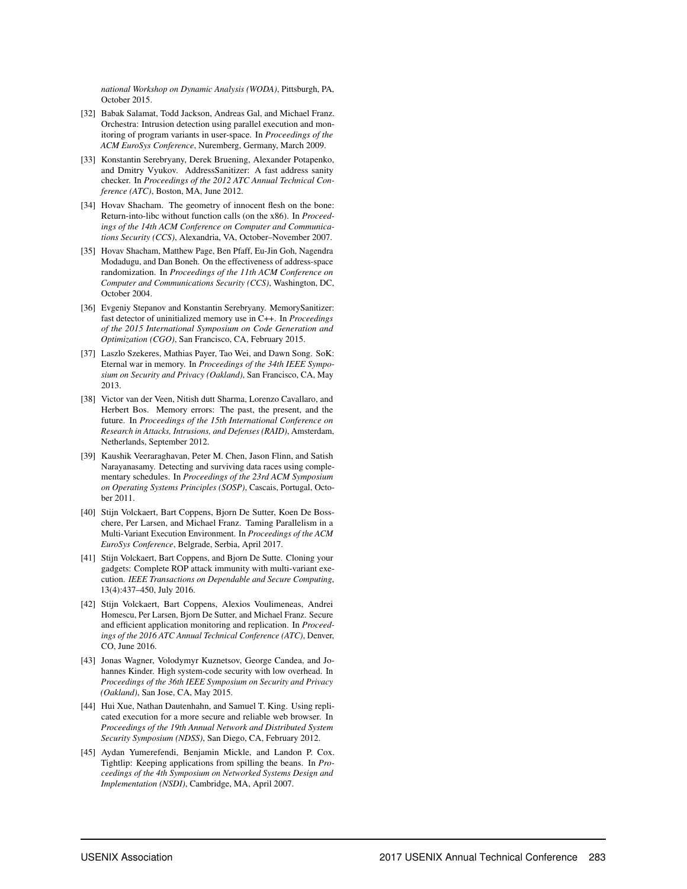*national Workshop on Dynamic Analysis (WODA)*, Pittsburgh, PA, October 2015.

[32] Babak Salamat, Todd Jackson, Andreas Gal, and Michael Franz. Orchestra: Intrusion detection using parallel execution and monitoring of program variants in user-space. In *Proceedings of the ACM EuroSys Conference*, Nuremberg, Germany, March 2009.

[33] Konstantin Serebryany, Derek Bruening, Alexander Potapenko, and Dmitry Vyukov. AddressSanitizer: A fast address sanity checker. In *Proceedings of the 2012 ATC Annual Technical Conference (ATC)*, Boston, MA, June 2012.

[34] Hovav Shacham. The geometry of innocent flesh on the bone: Return-into-libc without function calls (on the x86). In *Proceedings of the 14th ACM Conference on Computer and Communications Security (CCS)*, Alexandria, VA, October–November 2007.

[35] Hovav Shacham, Matthew Page, Ben Pfaff, Eu-Jin Goh, Nagendra Modadugu, and Dan Boneh. On the effectiveness of address-space randomization. In *Proceedings of the 11th ACM Conference on Computer and Communications Security (CCS)*, Washington, DC, October 2004.

[36] Evgeniy Stepanov and Konstantin Serebryany. MemorySanitizer: fast detector of uninitialized memory use in C++. In *Proceedings of the 2015 International Symposium on Code Generation and Optimization (CGO)*, San Francisco, CA, February 2015.

[37] Laszlo Szekeres, Mathias Payer, Tao Wei, and Dawn Song. SoK: Eternal war in memory. In *Proceedings of the 34th IEEE Symposium on Security and Privacy (Oakland)*, San Francisco, CA, May 2013.

[38] Victor van der Veen, Nitish dutt Sharma, Lorenzo Cavallaro, and Herbert Bos. Memory errors: The past, the present, and the future. In *Proceedings of the 15th International Conference on Research in Attacks, Intrusions, and Defenses (RAID)*, Amsterdam, Netherlands, September 2012.

[39] Kaushik Veeraraghavan, Peter M. Chen, Jason Flinn, and Satish Narayanasamy. Detecting and surviving data races using complementary schedules. In *Proceedings of the 23rd ACM Symposium on Operating Systems Principles (SOSP)*, Cascais, Portugal, October 2011.

[40] Stijn Volckaert, Bart Coppens, Bjorn De Sutter, Koen De Bosschere, Per Larsen, and Michael Franz. Taming Parallelism in a Multi-Variant Execution Environment. In *Proceedings of the ACM EuroSys Conference*, Belgrade, Serbia, April 2017.

[41] Stijn Volckaert, Bart Coppens, and Bjorn De Sutte. Cloning your gadgets: Complete ROP attack immunity with multi-variant execution. *IEEE Transactions on Dependable and Secure Computing*, 13(4):437–450, July 2016.

[42] Stijn Volckaert, Bart Coppens, Alexios Voulimeneas, Andrei Homescu, Per Larsen, Bjorn De Sutter, and Michael Franz. Secure and efficient application monitoring and replication. In *Proceedings of the 2016 ATC Annual Technical Conference (ATC)*, Denver, CO, June 2016.

[43] Jonas Wagner, Volodymyr Kuznetsov, George Candea, and Johannes Kinder. High system-code security with low overhead. In *Proceedings of the 36th IEEE Symposium on Security and Privacy (Oakland)*, San Jose, CA, May 2015.

[44] Hui Xue, Nathan Dautenhahn, and Samuel T. King. Using replicated execution for a more secure and reliable web browser. In *Proceedings of the 19th Annual Network and Distributed System Security Symposium (NDSS)*, San Diego, CA, February 2012.

[45] Aydan Yumerefendi, Benjamin Mickle, and Landon P. Cox. Tightlip: Keeping applications from spilling the beans. In *Proceedings of the 4th Symposium on Networked Systems Design and Implementation (NSDI)*, Cambridge, MA, April 2007.